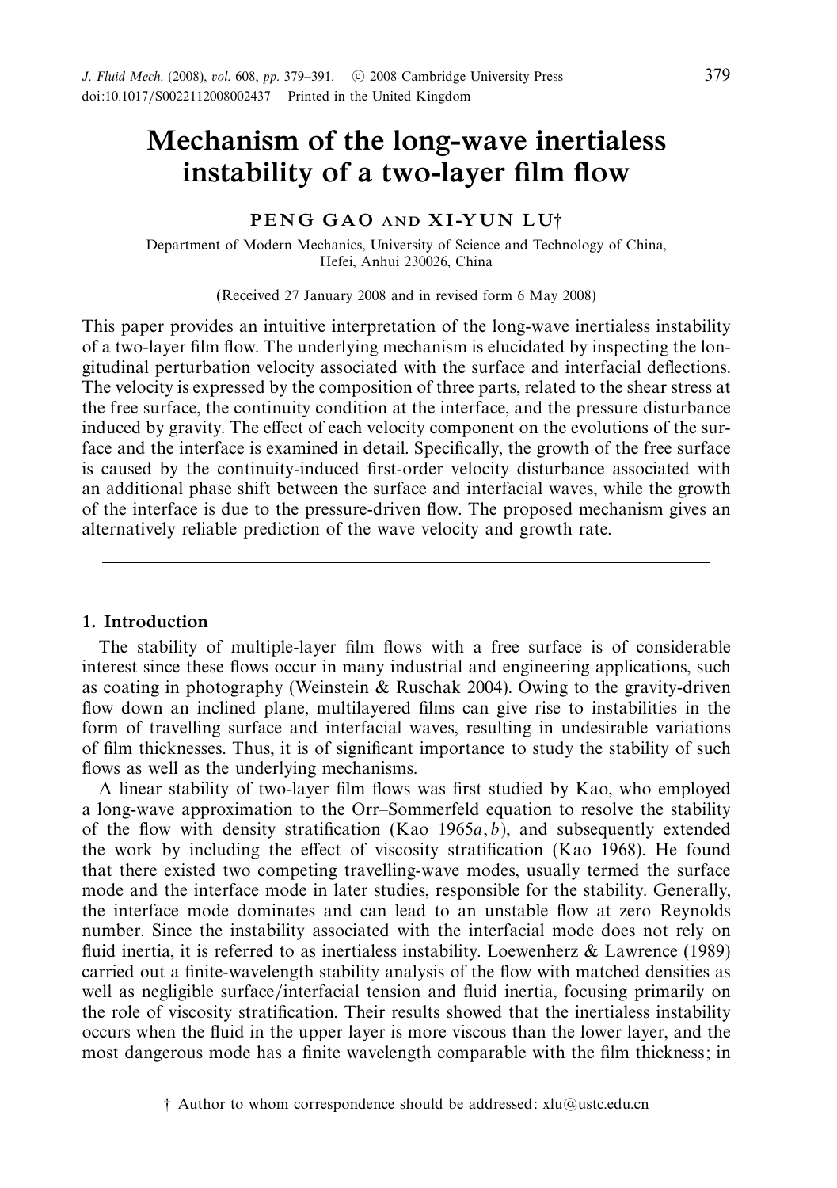# Mechanism of the long-wave inertialess instability of a two-layer film flow

PENG GAO AND XI-YUN LU†

Department of Modern Mechanics, University of Science and Technology of China, Hefei, Anhui 230026, China

(Received 27 January 2008 and in revised form 6 May 2008)

This paper provides an intuitive interpretation of the long-wave inertialess instability of a two-layer film flow. The underlying mechanism is elucidated by inspecting the longitudinal perturbation velocity associated with the surface and interfacial deflections. The velocity is expressed by the composition of three parts, related to the shear stress at the free surface, the continuity condition at the interface, and the pressure disturbance induced by gravity. The effect of each velocity component on the evolutions of the surface and the interface is examined in detail. Specifically, the growth of the free surface is caused by the continuity-induced first-order velocity disturbance associated with an additional phase shift between the surface and interfacial waves, while the growth of the interface is due to the pressure-driven flow. The proposed mechanism gives an alternatively reliable prediction of the wave velocity and growth rate.

## 1. Introduction

The stability of multiple-layer film flows with a free surface is of considerable interest since these flows occur in many industrial and engineering applications, such as coating in photography (Weinstein & Ruschak 2004). Owing to the gravity-driven flow down an inclined plane, multilayered films can give rise to instabilities in the form of travelling surface and interfacial waves, resulting in undesirable variations of film thicknesses. Thus, it is of significant importance to study the stability of such flows as well as the underlying mechanisms.

A linear stability of two-layer film flows was first studied by Kao, who employed a long-wave approximation to the Orr–Sommerfeld equation to resolve the stability of the flow with density stratification (Kao 1965*a*, *b*), and subsequently extended the work by including the effect of viscosity stratification (Kao 1968). He found that there existed two competing travelling-wave modes, usually termed the surface mode and the interface mode in later studies, responsible for the stability. Generally, the interface mode dominates and can lead to an unstable flow at zero Reynolds number. Since the instability associated with the interfacial mode does not rely on fluid inertia, it is referred to as inertialess instability. Loewenherz & Lawrence (1989) carried out a finite-wavelength stability analysis of the flow with matched densities as well as negligible surface/interfacial tension and fluid inertia, focusing primarily on the role of viscosity stratification. Their results showed that the inertialess instability occurs when the fluid in the upper layer is more viscous than the lower layer, and the most dangerous mode has a finite wavelength comparable with the film thickness; in

† Author to whom correspondence should be addressed: xlu@ustc.edu.cn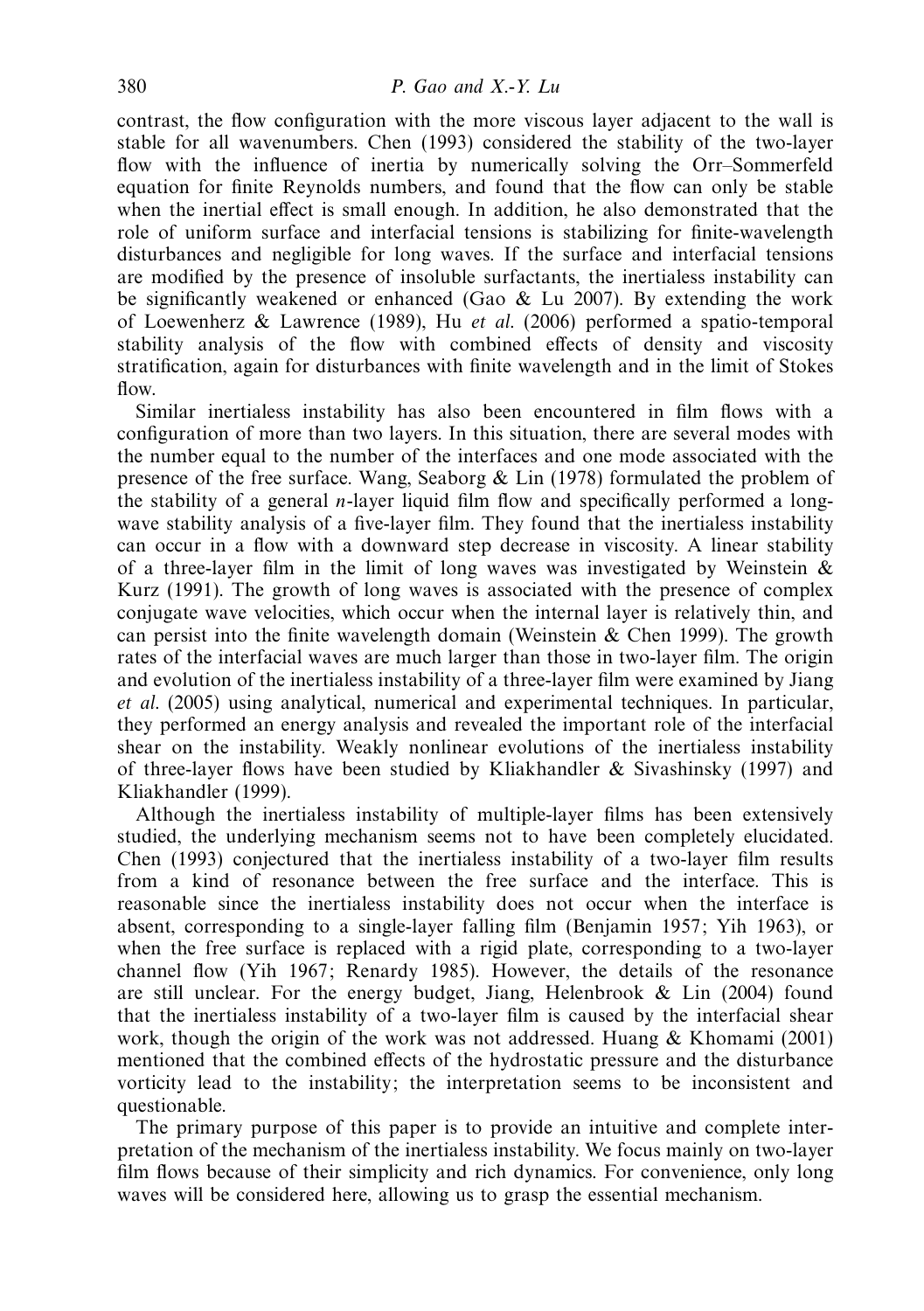contrast, the flow configuration with the more viscous layer adjacent to the wall is stable for all wavenumbers. Chen (1993) considered the stability of the two-layer flow with the influence of inertia by numerically solving the Orr–Sommerfeld equation for finite Reynolds numbers, and found that the flow can only be stable when the inertial effect is small enough. In addition, he also demonstrated that the role of uniform surface and interfacial tensions is stabilizing for finite-wavelength disturbances and negligible for long waves. If the surface and interfacial tensions are modified by the presence of insoluble surfactants, the inertialess instability can be significantly weakened or enhanced (Gao & Lu 2007). By extending the work of Loewenherz & Lawrence (1989), Hu *et al.* (2006) performed a spatio-temporal stability analysis of the flow with combined effects of density and viscosity stratification, again for disturbances with finite wavelength and in the limit of Stokes flow.

Similar inertialess instability has also been encountered in film flows with a configuration of more than two layers. In this situation, there are several modes with the number equal to the number of the interfaces and one mode associated with the presence of the free surface. Wang, Seaborg & Lin (1978) formulated the problem of the stability of a general $n$-layer liquid film flow and specifically performed a long-wave stability analysis of a five-layer film. They found that the inertialess instability can occur in a flow with a downward step decrease in viscosity. A linear stability of a three-layer film in the limit of long waves was investigated by Weinstein & Kurz (1991). The growth of long waves is associated with the presence of complex conjugate wave velocities, which occur when the internal layer is relatively thin, and can persist into the finite wavelength domain (Weinstein & Chen 1999). The growth rates of the interfacial waves are much larger than those in two-layer film. The origin and evolution of the inertialess instability of a three-layer film were examined by Jiang *et al.* (2005) using analytical, numerical and experimental techniques. In particular, they performed an energy analysis and revealed the important role of the interfacial shear on the instability. Weakly nonlinear evolutions of the inertialess instability of three-layer flows have been studied by Kliakhandler & Sivashinsky (1997) and Kliakhandler (1999).

Although the inertialess instability of multiple-layer films has been extensively studied, the underlying mechanism seems not to have been completely elucidated. Chen (1993) conjectured that the inertialess instability of a two-layer film results from a kind of resonance between the free surface and the interface. This is reasonable since the inertialess instability does not occur when the interface is absent, corresponding to a single-layer falling film (Benjamin 1957; Yih 1963), or when the free surface is replaced with a rigid plate, corresponding to a two-layer channel flow (Yih 1967; Renardy 1985). However, the details of the resonance are still unclear. For the energy budget, Jiang, Helenbrook & Lin (2004) found that the inertialess instability of a two-layer film is caused by the interfacial shear work, though the origin of the work was not addressed. Huang & Khomami (2001) mentioned that the combined effects of the hydrostatic pressure and the disturbance vorticity lead to the instability; the interpretation seems to be inconsistent and questionable.

The primary purpose of this paper is to provide an intuitive and complete interpretation of the mechanism of the inertialess instability. We focus mainly on two-layer film flows because of their simplicity and rich dynamics. For convenience, only long waves will be considered here, allowing us to grasp the essential mechanism.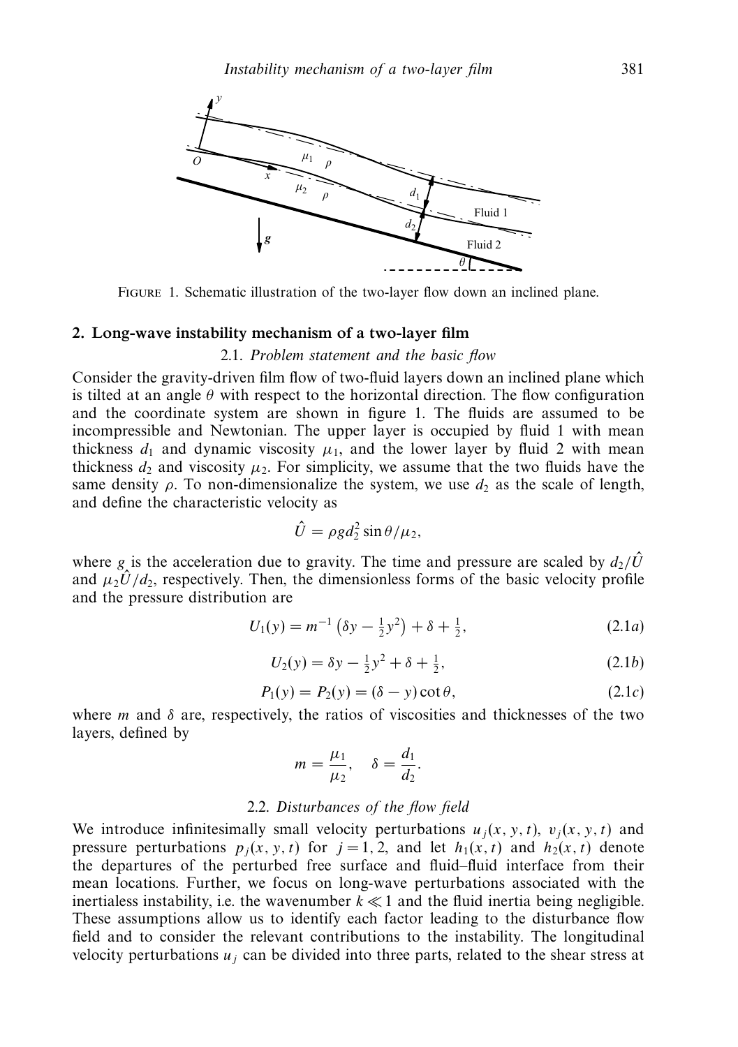FIGURE 1. Schematic illustration of the two-layer flow down an inclined plane.

## 2. Long-wave instability mechanism of a two-layer film

### 2.1. *Problem statement and the basic flow*

Consider the gravity-driven film flow of two-fluid layers down an inclined plane which is tilted at an angle $\theta$ with respect to the horizontal direction. The flow configuration and the coordinate system are shown in figure 1. The fluids are assumed to be incompressible and Newtonian. The upper layer is occupied by fluid 1 with mean thickness $d_1$ and dynamic viscosity $\mu_1$, and the lower layer by fluid 2 with mean thickness $d_2$ and viscosity $\mu_2$. For simplicity, we assume that the two fluids have the same density $\rho$. To non-dimensionalize the system, we use $d_2$ as the scale of length, and define the characteristic velocity as

$$\hat{U} = \rho g d_2^2 \sin\theta / \mu_2,$$

where $g$ is the acceleration due to gravity. The time and pressure are scaled by $d_2/\hat{U}$ and $\mu_2 \hat{U}/d_2$, respectively. Then, the dimensionless forms of the basic velocity profile and the pressure distribution are

$$U_1(y) = m^{-1}\left(\delta y - \tfrac{1}{2}y^2\right) + \delta + \tfrac{1}{2}, \tag{2.1a}$$

$$U_2(y) = \delta y - \tfrac{1}{2}y^2 + \delta + \tfrac{1}{2}, \tag{2.1b}$$

$$P_1(y) = P_2(y) = (\delta - y)\cot\theta, \tag{2.1c}$$

where $m$ and $\delta$ are, respectively, the ratios of viscosities and thicknesses of the two layers, defined by

$$m = \frac{\mu_1}{\mu_2}, \quad \delta = \frac{d_1}{d_2}.$$

### 2.2. *Disturbances of the flow field*

We introduce infinitesimally small velocity perturbations $u_j(x, y, t)$, $v_j(x, y, t)$ and pressure perturbations $p_j(x, y, t)$ for $j = 1, 2$, and let $h_1(x, t)$ and $h_2(x, t)$ denote the departures of the perturbed free surface and fluid–fluid interface from their mean locations. Further, we focus on long-wave perturbations associated with the inertialess instability, i.e. the wavenumber $k \ll 1$ and the fluid inertia being negligible. These assumptions allow us to identify each factor leading to the disturbance flow field and to consider the relevant contributions to the instability. The longitudinal velocity perturbations $u_j$ can be divided into three parts, related to the shear stress at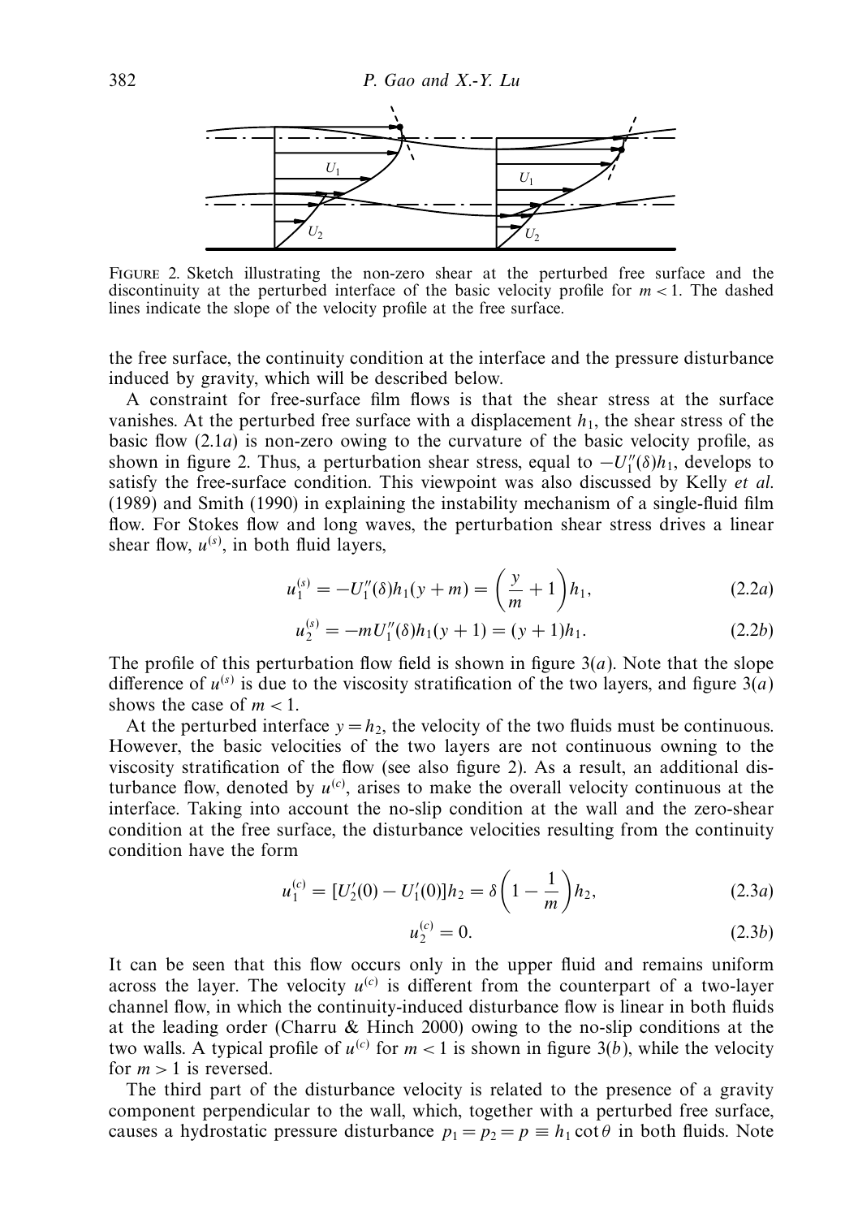FIGURE 2. Sketch illustrating the non-zero shear at the perturbed free surface and the discontinuity at the perturbed interface of the basic velocity profile for $m < 1$. The dashed lines indicate the slope of the velocity profile at the free surface.

the free surface, the continuity condition at the interface and the pressure disturbance induced by gravity, which will be described below.

A constraint for free-surface film flows is that the shear stress at the surface vanishes. At the perturbed free surface with a displacement $h_1$, the shear stress of the basic flow (2.1*a*) is non-zero owing to the curvature of the basic velocity profile, as shown in figure 2. Thus, a perturbation shear stress, equal to $-U_1''(\delta)h_1$, develops to satisfy the free-surface condition. This viewpoint was also discussed by Kelly *et al.* (1989) and Smith (1990) in explaining the instability mechanism of a single-fluid film flow. For Stokes flow and long waves, the perturbation shear stress drives a linear shear flow, $u^{(s)}$, in both fluid layers,

$$u_1^{(s)} = -U_1''(\delta)h_1(y+m) = \left(\frac{y}{m}+1\right)h_1, \tag{2.2a}$$

$$u_2^{(s)} = -mU_1''(\delta)h_1(y+1) = (y+1)h_1. \tag{2.2b}$$

The profile of this perturbation flow field is shown in figure 3(*a*). Note that the slope difference of $u^{(s)}$ is due to the viscosity stratification of the two layers, and figure 3(*a*) shows the case of $m < 1$.

At the perturbed interface $y = h_2$, the velocity of the two fluids must be continuous. However, the basic velocities of the two layers are not continuous owning to the viscosity stratification of the flow (see also figure 2). As a result, an additional disturbance flow, denoted by $u^{(c)}$, arises to make the overall velocity continuous at the interface. Taking into account the no-slip condition at the wall and the zero-shear condition at the free surface, the disturbance velocities resulting from the continuity condition have the form

$$u_1^{(c)} = [U_2'(0) - U_1'(0)]h_2 = \delta\left(1-\frac{1}{m}\right)h_2, \tag{2.3a}$$

$$u_2^{(c)} = 0. \tag{2.3b}$$

It can be seen that this flow occurs only in the upper fluid and remains uniform across the layer. The velocity $u^{(c)}$ is different from the counterpart of a two-layer channel flow, in which the continuity-induced disturbance flow is linear in both fluids at the leading order (Charru & Hinch 2000) owing to the no-slip conditions at the two walls. A typical profile of $u^{(c)}$ for $m < 1$ is shown in figure 3(*b*), while the velocity for $m > 1$ is reversed.

The third part of the disturbance velocity is related to the presence of a gravity component perpendicular to the wall, which, together with a perturbed free surface, causes a hydrostatic pressure disturbance $p_1 = p_2 = p \equiv h_1 \cot\theta$ in both fluids. Note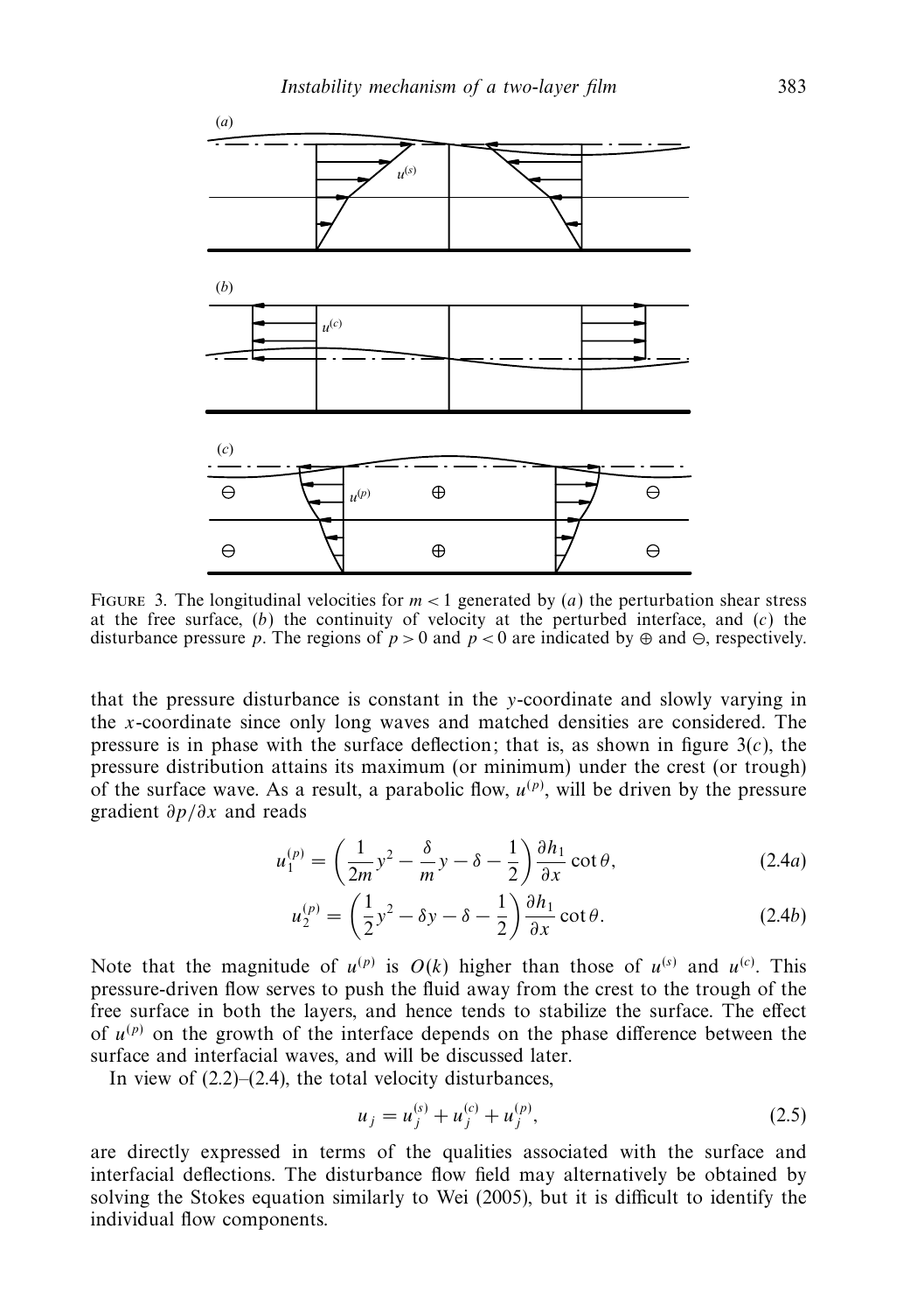FIGURE 3. The longitudinal velocities for $m < 1$ generated by (*a*) the perturbation shear stress at the free surface, (*b*) the continuity of velocity at the perturbed interface, and (*c*) the disturbance pressure $p$. The regions of $p > 0$ and $p < 0$ are indicated by $\oplus$ and $\ominus$, respectively.

that the pressure disturbance is constant in the $y$-coordinate and slowly varying in the $x$-coordinate since only long waves and matched densities are considered. The pressure is in phase with the surface deflection; that is, as shown in figure 3(*c*), the pressure distribution attains its maximum (or minimum) under the crest (or trough) of the surface wave. As a result, a parabolic flow, $u^{(p)}$, will be driven by the pressure gradient $\partial p/\partial x$ and reads

$$u_1^{(p)} = \left(\frac{1}{2m}y^2 - \frac{\delta}{m}y - \delta - \frac{1}{2}\right)\frac{\partial h_1}{\partial x}\cot\theta, \tag{2.4a}$$

$$u_2^{(p)} = \left(\frac{1}{2}y^2 - \delta y - \delta - \frac{1}{2}\right)\frac{\partial h_1}{\partial x}\cot\theta. \tag{2.4b}$$

Note that the magnitude of $u^{(p)}$ is $O(k)$ higher than those of $u^{(s)}$ and $u^{(c)}$. This pressure-driven flow serves to push the fluid away from the crest to the trough of the free surface in both the layers, and hence tends to stabilize the surface. The effect of $u^{(p)}$ on the growth of the interface depends on the phase difference between the surface and interfacial waves, and will be discussed later.

In view of (2.2)–(2.4), the total velocity disturbances,

$$u_j = u_j^{(s)} + u_j^{(c)} + u_j^{(p)}, \tag{2.5}$$

are directly expressed in terms of the qualities associated with the surface and interfacial deflections. The disturbance flow field may alternatively be obtained by solving the Stokes equation similarly to Wei (2005), but it is difficult to identify the individual flow components.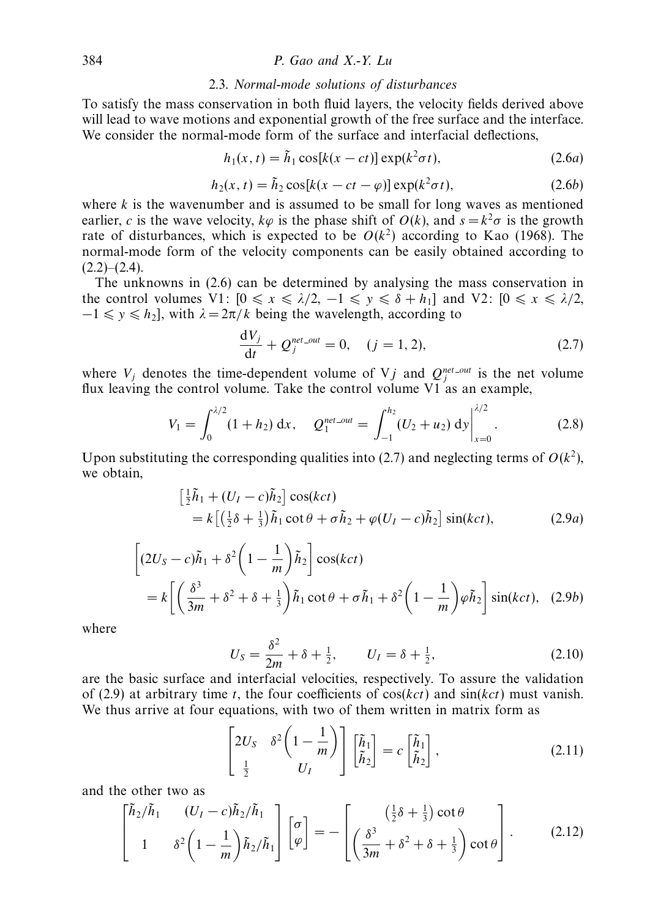### 2.3. *Normal-mode solutions of disturbances*

To satisfy the mass conservation in both fluid layers, the velocity fields derived above will lead to wave motions and exponential growth of the free surface and the interface. We consider the normal-mode form of the surface and interfacial deflections,

$$h_1(x,t) = \tilde{h}_1 \cos[k(x-ct)] \exp(k^2\sigma t), \tag{2.6a}$$

$$h_2(x,t) = \tilde{h}_2 \cos[k(x-ct-\varphi)] \exp(k^2\sigma t), \tag{2.6b}$$

where $k$ is the wavenumber and is assumed to be small for long waves as mentioned earlier, $c$ is the wave velocity, $k\varphi$ is the phase shift of $O(k)$, and $s = k^2\sigma$ is the growth rate of disturbances, which is expected to be $O(k^2)$ according to Kao (1968). The normal-mode form of the velocity components can be easily obtained according to (2.2)–(2.4).

The unknowns in (2.6) can be determined by analysing the mass conservation in the control volumes V1: $[0 \leqslant x \leqslant \lambda/2,\ -1 \leqslant y \leqslant \delta + h_1]$ and V2: $[0 \leqslant x \leqslant \lambda/2,\ -1 \leqslant y \leqslant h_2]$, with $\lambda = 2\pi/k$ being the wavelength, according to

$$\frac{\mathrm{d}V_j}{\mathrm{d}t} + Q_j^{net\_out} = 0, \quad (j = 1, 2), \tag{2.7}$$

where $V_j$ denotes the time-dependent volume of V$j$ and $Q_j^{net\_out}$ is the net volume flux leaving the control volume. Take the control volume V1 as an example,

$$V_1 = \int_0^{\lambda/2} (1 + h_2)\,\mathrm{d}x, \quad Q_1^{net\_out} = \left. \int_{-1}^{h_2} (U_2 + u_2)\,\mathrm{d}y \right|_{x=0}^{\lambda/2}. \tag{2.8}$$

Upon substituting the corresponding qualities into (2.7) and neglecting terms of $O(k^2)$, we obtain,

$$\begin{aligned} &\left[\tfrac{1}{2}\tilde{h}_1 + (U_I - c)\tilde{h}_2\right]\cos(kct) \\ &\quad = k\left[\left(\tfrac{1}{2}\delta + \tfrac{1}{3}\right)\tilde{h}_1 \cot\theta + \sigma\tilde{h}_2 + \varphi(U_I - c)\tilde{h}_2\right]\sin(kct), \end{aligned} \tag{2.9a}$$

$$\begin{aligned} &\left[(2U_S - c)\tilde{h}_1 + \delta^2\left(1 - \frac{1}{m}\right)\tilde{h}_2\right]\cos(kct) \\ &\quad = k\left[\left(\frac{\delta^3}{3m} + \delta^2 + \delta + \tfrac{1}{3}\right)\tilde{h}_1\cot\theta + \sigma\tilde{h}_1 + \delta^2\left(1 - \frac{1}{m}\right)\varphi\tilde{h}_2\right]\sin(kct), \end{aligned} \tag{2.9b}$$

where

$$U_S = \frac{\delta^2}{2m} + \delta + \tfrac{1}{2}, \qquad U_I = \delta + \tfrac{1}{2}, \tag{2.10}$$

are the basic surface and interfacial velocities, respectively. To assure the validation of (2.9) at arbitrary time $t$, the four coefficients of $\cos(kct)$ and $\sin(kct)$ must vanish. We thus arrive at four equations, with two of them written in matrix form as

$$\begin{bmatrix} 2U_S & \delta^2\left(1 - \dfrac{1}{m}\right) \\ \tfrac{1}{2} & U_I \end{bmatrix} \begin{bmatrix} \tilde{h}_1 \\ \tilde{h}_2 \end{bmatrix} = c \begin{bmatrix} \tilde{h}_1 \\ \tilde{h}_2 \end{bmatrix}, \tag{2.11}$$

and the other two as

$$\begin{bmatrix} \tilde{h}_2/\tilde{h}_1 & (U_I - c)\tilde{h}_2/\tilde{h}_1 \\ 1 & \delta^2\left(1 - \dfrac{1}{m}\right)\tilde{h}_2/\tilde{h}_1 \end{bmatrix} \begin{bmatrix} \sigma \\ \varphi \end{bmatrix} = -\begin{bmatrix} \left(\tfrac{1}{2}\delta + \tfrac{1}{3}\right)\cot\theta \\ \left(\dfrac{\delta^3}{3m} + \delta^2 + \delta + \tfrac{1}{3}\right)\cot\theta \end{bmatrix}. \tag{2.12}$$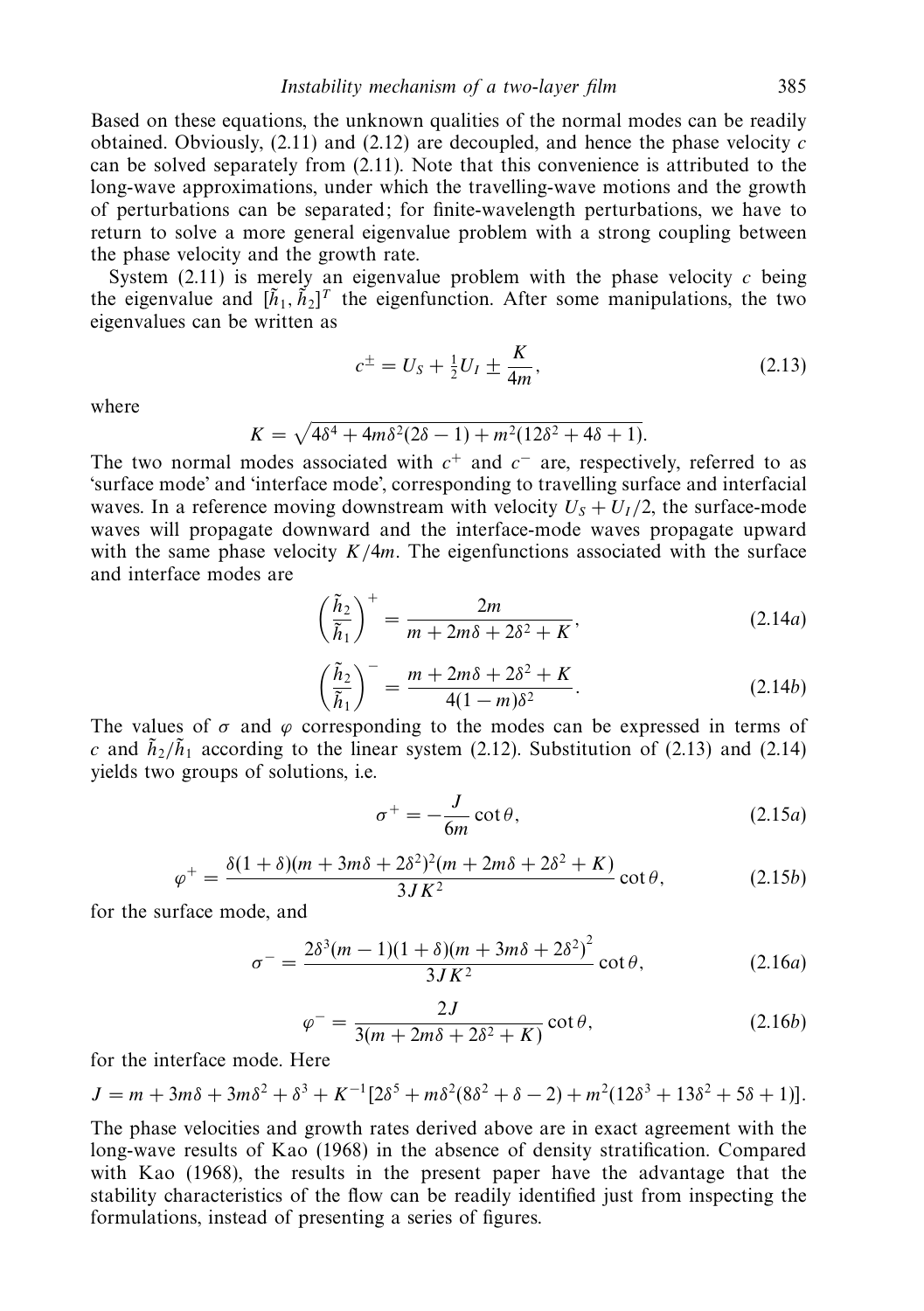Based on these equations, the unknown qualities of the normal modes can be readily obtained. Obviously, (2.11) and (2.12) are decoupled, and hence the phase velocity $c$ can be solved separately from (2.11). Note that this convenience is attributed to the long-wave approximations, under which the travelling-wave motions and the growth of perturbations can be separated; for finite-wavelength perturbations, we have to return to solve a more general eigenvalue problem with a strong coupling between the phase velocity and the growth rate.

System (2.11) is merely an eigenvalue problem with the phase velocity $c$ being the eigenvalue and $[\tilde{h}_1, \tilde{h}_2]^T$ the eigenfunction. After some manipulations, the two eigenvalues can be written as

$$c^{\pm} = U_S + \tfrac{1}{2}U_I \pm \frac{K}{4m}, \tag{2.13}$$

where

$$K = \sqrt{4\delta^4 + 4m\delta^2(2\delta - 1) + m^2(12\delta^2 + 4\delta + 1)}.$$

The two normal modes associated with $c^+$ and $c^-$ are, respectively, referred to as 'surface mode' and 'interface mode', corresponding to travelling surface and interfacial waves. In a reference moving downstream with velocity $U_S + U_I/2$, the surface-mode waves will propagate downward and the interface-mode waves propagate upward with the same phase velocity $K/4m$. The eigenfunctions associated with the surface and interface modes are

$$\left(\frac{\tilde{h}_2}{\tilde{h}_1}\right)^+ = \frac{2m}{m + 2m\delta + 2\delta^2 + K}, \tag{2.14a}$$

$$\left(\frac{\tilde{h}_2}{\tilde{h}_1}\right)^- = \frac{m + 2m\delta + 2\delta^2 + K}{4(1-m)\delta^2}. \tag{2.14b}$$

The values of $\sigma$ and $\varphi$ corresponding to the modes can be expressed in terms of $c$ and $\tilde{h}_2/\tilde{h}_1$ according to the linear system (2.12). Substitution of (2.13) and (2.14) yields two groups of solutions, i.e.

$$\sigma^+ = -\frac{J}{6m}\cot\theta, \tag{2.15a}$$

$$\varphi^+ = \frac{\delta(1+\delta)(m + 3m\delta + 2\delta^2)^2(m + 2m\delta + 2\delta^2 + K)}{3JK^2}\cot\theta, \tag{2.15b}$$

for the surface mode, and

$$\sigma^- = \frac{2\delta^3(m-1)(1+\delta)(m + 3m\delta + 2\delta^2)^2}{3JK^2}\cot\theta, \tag{2.16a}$$

$$\varphi^- = \frac{2J}{3(m + 2m\delta + 2\delta^2 + K)}\cot\theta, \tag{2.16b}$$

for the interface mode. Here

$$J = m + 3m\delta + 3m\delta^2 + \delta^3 + K^{-1}[2\delta^5 + m\delta^2(8\delta^2 + \delta - 2) + m^2(12\delta^3 + 13\delta^2 + 5\delta + 1)].$$

The phase velocities and growth rates derived above are in exact agreement with the long-wave results of Kao (1968) in the absence of density stratification. Compared with Kao (1968), the results in the present paper have the advantage that the stability characteristics of the flow can be readily identified just from inspecting the formulations, instead of presenting a series of figures.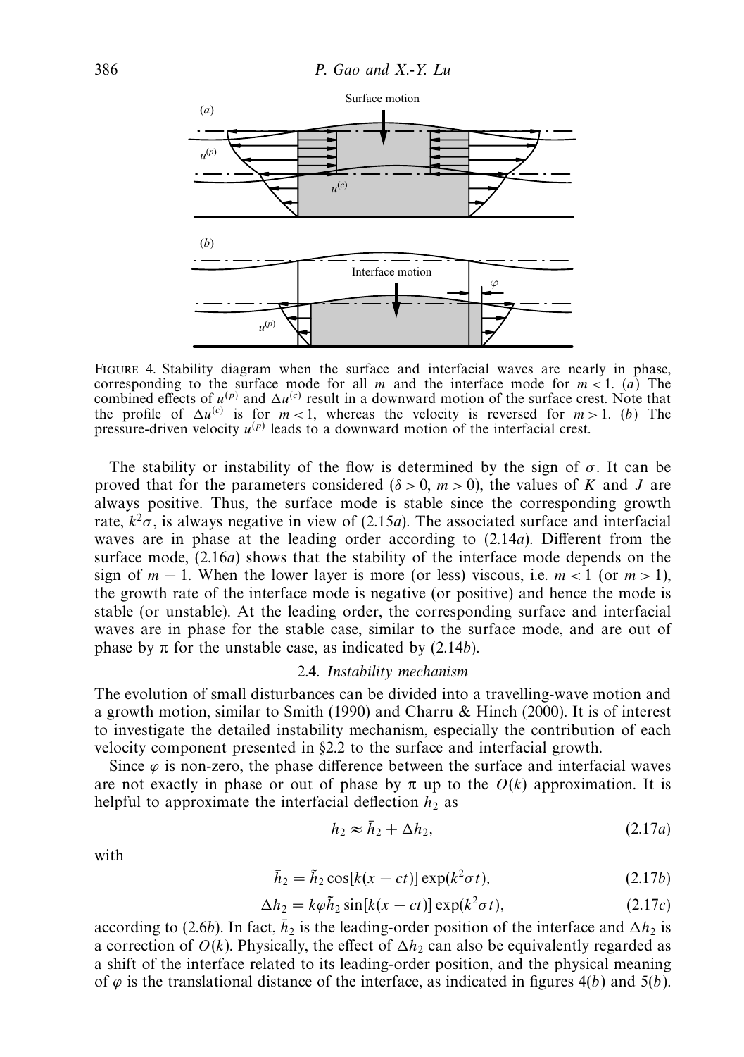FIGURE 4. Stability diagram when the surface and interfacial waves are nearly in phase, corresponding to the surface mode for all $m$ and the interface mode for $m < 1$. ($a$) The combined effects of $u^{(p)}$ and $\Delta u^{(c)}$ result in a downward motion of the surface crest. Note that the profile of $\Delta u^{(c)}$ is for $m < 1$, whereas the velocity is reversed for $m > 1$. ($b$) The pressure-driven velocity $u^{(p)}$ leads to a downward motion of the interfacial crest.

The stability or instability of the flow is determined by the sign of $\sigma$. It can be proved that for the parameters considered ($\delta > 0$, $m > 0$), the values of $K$ and $J$ are always positive. Thus, the surface mode is stable since the corresponding growth rate, $k^2\sigma$, is always negative in view of (2.15$a$). The associated surface and interfacial waves are in phase at the leading order according to (2.14$a$). Different from the surface mode, (2.16$a$) shows that the stability of the interface mode depends on the sign of $m - 1$. When the lower layer is more (or less) viscous, i.e. $m < 1$ (or $m > 1$), the growth rate of the interface mode is negative (or positive) and hence the mode is stable (or unstable). At the leading order, the corresponding surface and interfacial waves are in phase for the stable case, similar to the surface mode, and are out of phase by $\pi$ for the unstable case, as indicated by (2.14$b$).

### 2.4. *Instability mechanism*

The evolution of small disturbances can be divided into a travelling-wave motion and a growth motion, similar to Smith (1990) and Charru & Hinch (2000). It is of interest to investigate the detailed instability mechanism, especially the contribution of each velocity component presented in §2.2 to the surface and interfacial growth.

Since $\varphi$ is non-zero, the phase difference between the surface and interfacial waves are not exactly in phase or out of phase by $\pi$ up to the $O(k)$ approximation. It is helpful to approximate the interfacial deflection $h_2$ as

$$h_2 \approx \bar{h}_2 + \Delta h_2, \tag{2.17a}$$

with

$$\bar{h}_2 = \tilde{h}_2 \cos[k(x - ct)] \exp(k^2\sigma t), \tag{2.17b}$$

$$\Delta h_2 = k\varphi\tilde{h}_2 \sin[k(x - ct)] \exp(k^2\sigma t), \tag{2.17c}$$

according to (2.6$b$). In fact, $\bar{h}_2$ is the leading-order position of the interface and $\Delta h_2$ is a correction of $O(k)$. Physically, the effect of $\Delta h_2$ can also be equivalently regarded as a shift of the interface related to its leading-order position, and the physical meaning of $\varphi$ is the translational distance of the interface, as indicated in figures 4($b$) and 5($b$).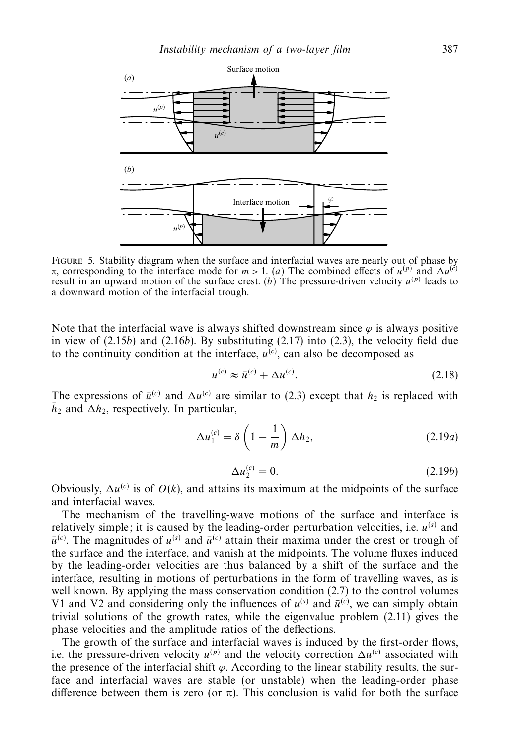FIGURE 5. Stability diagram when the surface and interfacial waves are nearly out of phase by π, corresponding to the interface mode for $m > 1$. (*a*) The combined effects of $u^{(p)}$ and $\Delta u^{(c)}$ result in an upward motion of the surface crest. (*b*) The pressure-driven velocity $u^{(p)}$ leads to a downward motion of the interfacial trough.

Note that the interfacial wave is always shifted downstream since $\varphi$ is always positive in view of (2.15*b*) and (2.16*b*). By substituting (2.17) into (2.3), the velocity field due to the continuity condition at the interface, $u^{(c)}$, can also be decomposed as

$$u^{(c)} \approx \bar{u}^{(c)} + \Delta u^{(c)}. \tag{2.18}$$

The expressions of $\bar{u}^{(c)}$ and $\Delta u^{(c)}$ are similar to (2.3) except that $h_2$ is replaced with $\bar{h}_2$ and $\Delta h_2$, respectively. In particular,

$$\Delta u_1^{(c)} = \delta \left(1 - \frac{1}{m}\right) \Delta h_2, \tag{2.19a}$$

$$\Delta u_2^{(c)} = 0. \tag{2.19b}$$

Obviously, $\Delta u^{(c)}$ is of $O(k)$, and attains its maximum at the midpoints of the surface and interfacial waves.

The mechanism of the travelling-wave motions of the surface and interface is relatively simple; it is caused by the leading-order perturbation velocities, i.e. $u^{(s)}$ and $\bar{u}^{(c)}$. The magnitudes of $u^{(s)}$ and $\bar{u}^{(c)}$ attain their maxima under the crest or trough of the surface and the interface, and vanish at the midpoints. The volume fluxes induced by the leading-order velocities are thus balanced by a shift of the surface and the interface, resulting in motions of perturbations in the form of travelling waves, as is well known. By applying the mass conservation condition (2.7) to the control volumes V1 and V2 and considering only the influences of $u^{(s)}$ and $\bar{u}^{(c)}$, we can simply obtain trivial solutions of the growth rates, while the eigenvalue problem (2.11) gives the phase velocities and the amplitude ratios of the deflections.

The growth of the surface and interfacial waves is induced by the first-order flows, i.e. the pressure-driven velocity $u^{(p)}$ and the velocity correction $\Delta u^{(c)}$ associated with the presence of the interfacial shift $\varphi$. According to the linear stability results, the surface and interfacial waves are stable (or unstable) when the leading-order phase difference between them is zero (or π). This conclusion is valid for both the surface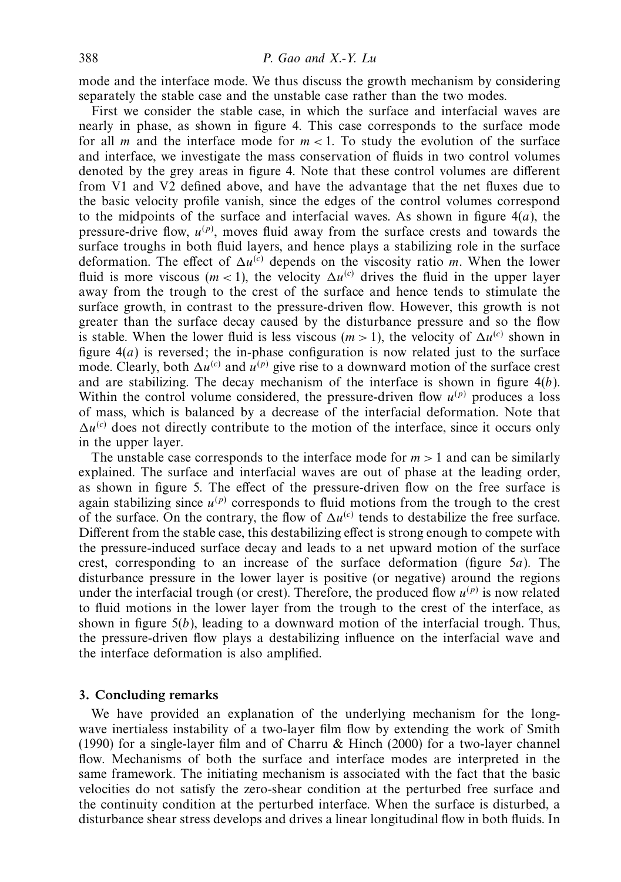mode and the interface mode. We thus discuss the growth mechanism by considering separately the stable case and the unstable case rather than the two modes.

First we consider the stable case, in which the surface and interfacial waves are nearly in phase, as shown in figure 4. This case corresponds to the surface mode for all $m$ and the interface mode for $m < 1$. To study the evolution of the surface and interface, we investigate the mass conservation of fluids in two control volumes denoted by the grey areas in figure 4. Note that these control volumes are different from V1 and V2 defined above, and have the advantage that the net fluxes due to the basic velocity profile vanish, since the edges of the control volumes correspond to the midpoints of the surface and interfacial waves. As shown in figure 4(*a*), the pressure-drive flow, $u^{(p)}$, moves fluid away from the surface crests and towards the surface troughs in both fluid layers, and hence plays a stabilizing role in the surface deformation. The effect of $\Delta u^{(c)}$ depends on the viscosity ratio $m$. When the lower fluid is more viscous ($m < 1$), the velocity $\Delta u^{(c)}$ drives the fluid in the upper layer away from the trough to the crest of the surface and hence tends to stimulate the surface growth, in contrast to the pressure-driven flow. However, this growth is not greater than the surface decay caused by the disturbance pressure and so the flow is stable. When the lower fluid is less viscous ($m > 1$), the velocity of $\Delta u^{(c)}$ shown in figure 4(*a*) is reversed; the in-phase configuration is now related just to the surface mode. Clearly, both $\Delta u^{(c)}$ and $u^{(p)}$ give rise to a downward motion of the surface crest and are stabilizing. The decay mechanism of the interface is shown in figure 4(*b*). Within the control volume considered, the pressure-driven flow $u^{(p)}$ produces a loss of mass, which is balanced by a decrease of the interfacial deformation. Note that $\Delta u^{(c)}$ does not directly contribute to the motion of the interface, since it occurs only in the upper layer.

The unstable case corresponds to the interface mode for $m > 1$ and can be similarly explained. The surface and interfacial waves are out of phase at the leading order, as shown in figure 5. The effect of the pressure-driven flow on the free surface is again stabilizing since $u^{(p)}$ corresponds to fluid motions from the trough to the crest of the surface. On the contrary, the flow of $\Delta u^{(c)}$ tends to destabilize the free surface. Different from the stable case, this destabilizing effect is strong enough to compete with the pressure-induced surface decay and leads to a net upward motion of the surface crest, corresponding to an increase of the surface deformation (figure 5*a*). The disturbance pressure in the lower layer is positive (or negative) around the regions under the interfacial trough (or crest). Therefore, the produced flow $u^{(p)}$ is now related to fluid motions in the lower layer from the trough to the crest of the interface, as shown in figure 5(*b*), leading to a downward motion of the interfacial trough. Thus, the pressure-driven flow plays a destabilizing influence on the interfacial wave and the interface deformation is also amplified.

## 3. Concluding remarks

We have provided an explanation of the underlying mechanism for the long-wave inertialess instability of a two-layer film flow by extending the work of Smith (1990) for a single-layer film and of Charru & Hinch (2000) for a two-layer channel flow. Mechanisms of both the surface and interface modes are interpreted in the same framework. The initiating mechanism is associated with the fact that the basic velocities do not satisfy the zero-shear condition at the perturbed free surface and the continuity condition at the perturbed interface. When the surface is disturbed, a disturbance shear stress develops and drives a linear longitudinal flow in both fluids. In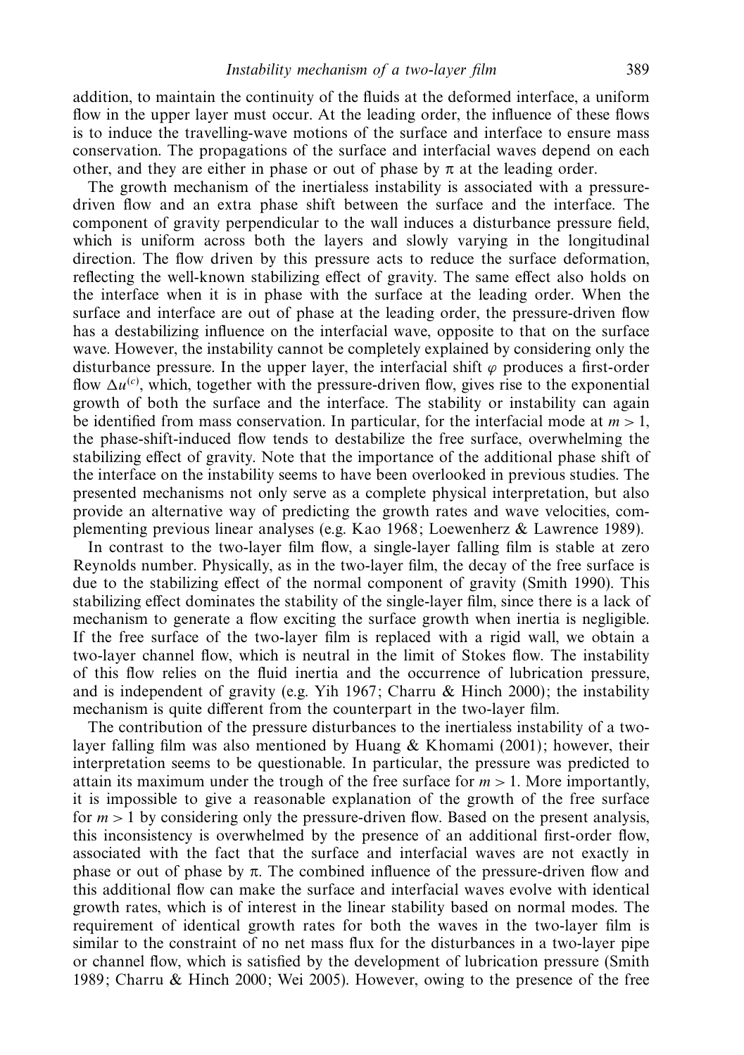addition, to maintain the continuity of the fluids at the deformed interface, a uniform flow in the upper layer must occur. At the leading order, the influence of these flows is to induce the travelling-wave motions of the surface and interface to ensure mass conservation. The propagations of the surface and interfacial waves depend on each other, and they are either in phase or out of phase by $\pi$ at the leading order.

The growth mechanism of the inertialess instability is associated with a pressure-driven flow and an extra phase shift between the surface and the interface. The component of gravity perpendicular to the wall induces a disturbance pressure field, which is uniform across both the layers and slowly varying in the longitudinal direction. The flow driven by this pressure acts to reduce the surface deformation, reflecting the well-known stabilizing effect of gravity. The same effect also holds on the interface when it is in phase with the surface at the leading order. When the surface and interface are out of phase at the leading order, the pressure-driven flow has a destabilizing influence on the interfacial wave, opposite to that on the surface wave. However, the instability cannot be completely explained by considering only the disturbance pressure. In the upper layer, the interfacial shift $\varphi$ produces a first-order flow $\Delta u^{(c)}$, which, together with the pressure-driven flow, gives rise to the exponential growth of both the surface and the interface. The stability or instability can again be identified from mass conservation. In particular, for the interfacial mode at $m > 1$, the phase-shift-induced flow tends to destabilize the free surface, overwhelming the stabilizing effect of gravity. Note that the importance of the additional phase shift of the interface on the instability seems to have been overlooked in previous studies. The presented mechanisms not only serve as a complete physical interpretation, but also provide an alternative way of predicting the growth rates and wave velocities, complementing previous linear analyses (e.g. Kao 1968; Loewenherz & Lawrence 1989).

In contrast to the two-layer film flow, a single-layer falling film is stable at zero Reynolds number. Physically, as in the two-layer film, the decay of the free surface is due to the stabilizing effect of the normal component of gravity (Smith 1990). This stabilizing effect dominates the stability of the single-layer film, since there is a lack of mechanism to generate a flow exciting the surface growth when inertia is negligible. If the free surface of the two-layer film is replaced with a rigid wall, we obtain a two-layer channel flow, which is neutral in the limit of Stokes flow. The instability of this flow relies on the fluid inertia and the occurrence of lubrication pressure, and is independent of gravity (e.g. Yih 1967; Charru & Hinch 2000); the instability mechanism is quite different from the counterpart in the two-layer film.

The contribution of the pressure disturbances to the inertialess instability of a two-layer falling film was also mentioned by Huang & Khomami (2001); however, their interpretation seems to be questionable. In particular, the pressure was predicted to attain its maximum under the trough of the free surface for $m > 1$. More importantly, it is impossible to give a reasonable explanation of the growth of the free surface for $m > 1$ by considering only the pressure-driven flow. Based on the present analysis, this inconsistency is overwhelmed by the presence of an additional first-order flow, associated with the fact that the surface and interfacial waves are not exactly in phase or out of phase by $\pi$. The combined influence of the pressure-driven flow and this additional flow can make the surface and interfacial waves evolve with identical growth rates, which is of interest in the linear stability based on normal modes. The requirement of identical growth rates for both the waves in the two-layer film is similar to the constraint of no net mass flux for the disturbances in a two-layer pipe or channel flow, which is satisfied by the development of lubrication pressure (Smith 1989; Charru & Hinch 2000; Wei 2005). However, owing to the presence of the free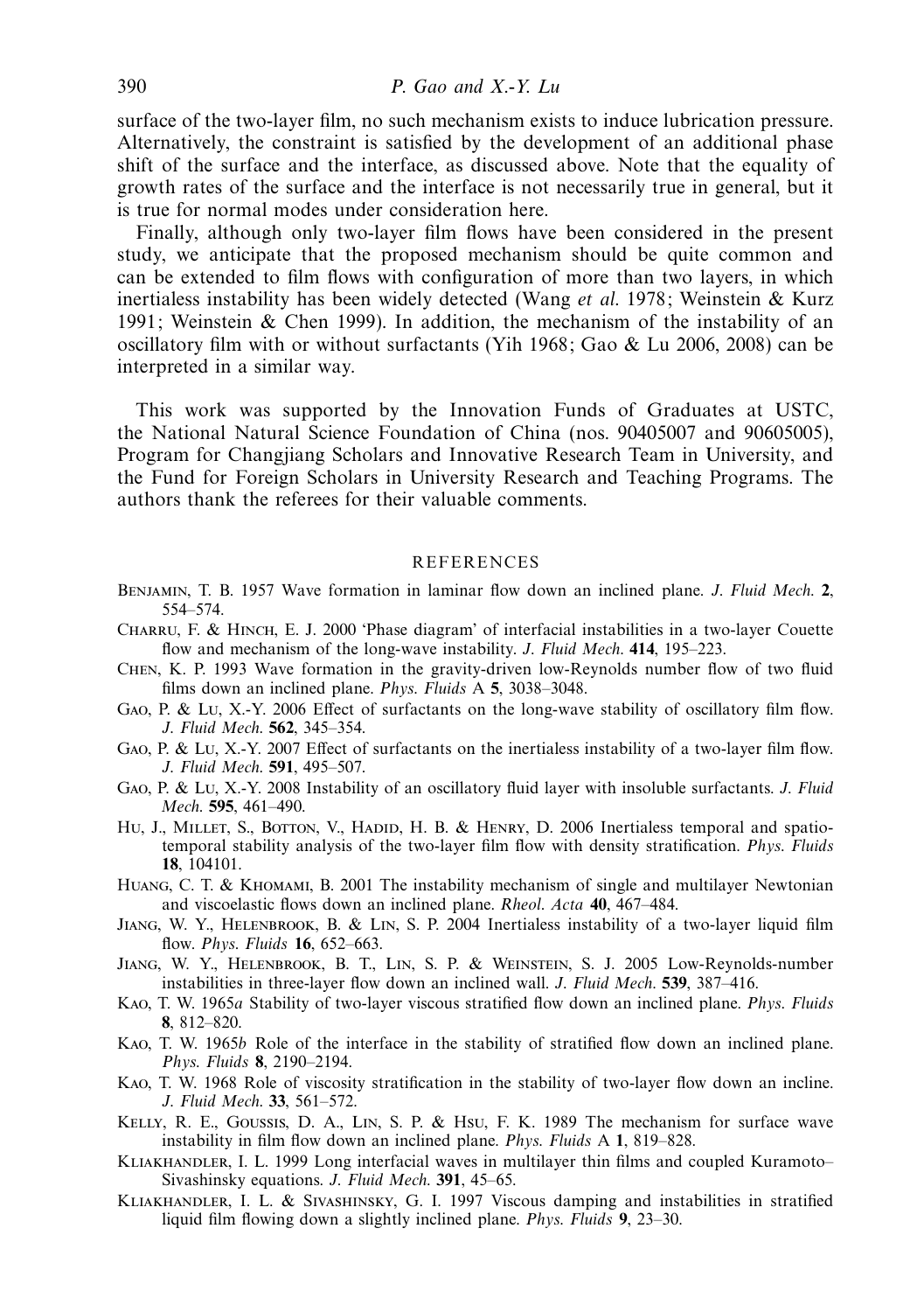surface of the two-layer film, no such mechanism exists to induce lubrication pressure. Alternatively, the constraint is satisfied by the development of an additional phase shift of the surface and the interface, as discussed above. Note that the equality of growth rates of the surface and the interface is not necessarily true in general, but it is true for normal modes under consideration here.

Finally, although only two-layer film flows have been considered in the present study, we anticipate that the proposed mechanism should be quite common and can be extended to film flows with configuration of more than two layers, in which inertialess instability has been widely detected (Wang *et al.* 1978; Weinstein & Kurz 1991; Weinstein & Chen 1999). In addition, the mechanism of the instability of an oscillatory film with or without surfactants (Yih 1968; Gao & Lu 2006, 2008) can be interpreted in a similar way.

This work was supported by the Innovation Funds of Graduates at USTC, the National Natural Science Foundation of China (nos. 90405007 and 90605005), Program for Changjiang Scholars and Innovative Research Team in University, and the Fund for Foreign Scholars in University Research and Teaching Programs. The authors thank the referees for their valuable comments.

## REFERENCES

Benjamin, T. B. 1957 Wave formation in laminar flow down an inclined plane. *J. Fluid Mech.* **2**, 554–574.

Charru, F. & Hinch, E. J. 2000 'Phase diagram' of interfacial instabilities in a two-layer Couette flow and mechanism of the long-wave instability. *J. Fluid Mech.* **414**, 195–223.

Chen, K. P. 1993 Wave formation in the gravity-driven low-Reynolds number flow of two fluid films down an inclined plane. *Phys. Fluids* A **5**, 3038–3048.

Gao, P. & Lu, X.-Y. 2006 Effect of surfactants on the long-wave stability of oscillatory film flow. *J. Fluid Mech.* **562**, 345–354.

Gao, P. & Lu, X.-Y. 2007 Effect of surfactants on the inertialess instability of a two-layer film flow. *J. Fluid Mech.* **591**, 495–507.

Gao, P. & Lu, X.-Y. 2008 Instability of an oscillatory fluid layer with insoluble surfactants. *J. Fluid Mech.* **595**, 461–490.

Hu, J., Millet, S., Botton, V., Hadid, H. B. & Henry, D. 2006 Inertialess temporal and spatio-temporal stability analysis of the two-layer film flow with density stratification. *Phys. Fluids* **18**, 104101.

Huang, C. T. & Khomami, B. 2001 The instability mechanism of single and multilayer Newtonian and viscoelastic flows down an inclined plane. *Rheol. Acta* **40**, 467–484.

Jiang, W. Y., Helenbrook, B. & Lin, S. P. 2004 Inertialess instability of a two-layer liquid film flow. *Phys. Fluids* **16**, 652–663.

Jiang, W. Y., Helenbrook, B. T., Lin, S. P. & Weinstein, S. J. 2005 Low-Reynolds-number instabilities in three-layer flow down an inclined wall. *J. Fluid Mech.* **539**, 387–416.

Kao, T. W. 1965*a* Stability of two-layer viscous stratified flow down an inclined plane. *Phys. Fluids* **8**, 812–820.

Kao, T. W. 1965*b* Role of the interface in the stability of stratified flow down an inclined plane. *Phys. Fluids* **8**, 2190–2194.

Kao, T. W. 1968 Role of viscosity stratification in the stability of two-layer flow down an incline. *J. Fluid Mech.* **33**, 561–572.

Kelly, R. E., Goussis, D. A., Lin, S. P. & Hsu, F. K. 1989 The mechanism for surface wave instability in film flow down an inclined plane. *Phys. Fluids* A **1**, 819–828.

Kliakhandler, I. L. 1999 Long interfacial waves in multilayer thin films and coupled Kuramoto–Sivashinsky equations. *J. Fluid Mech.* **391**, 45–65.

Kliakhandler, I. L. & Sivashinsky, G. I. 1997 Viscous damping and instabilities in stratified liquid film flowing down a slightly inclined plane. *Phys. Fluids* **9**, 23–30.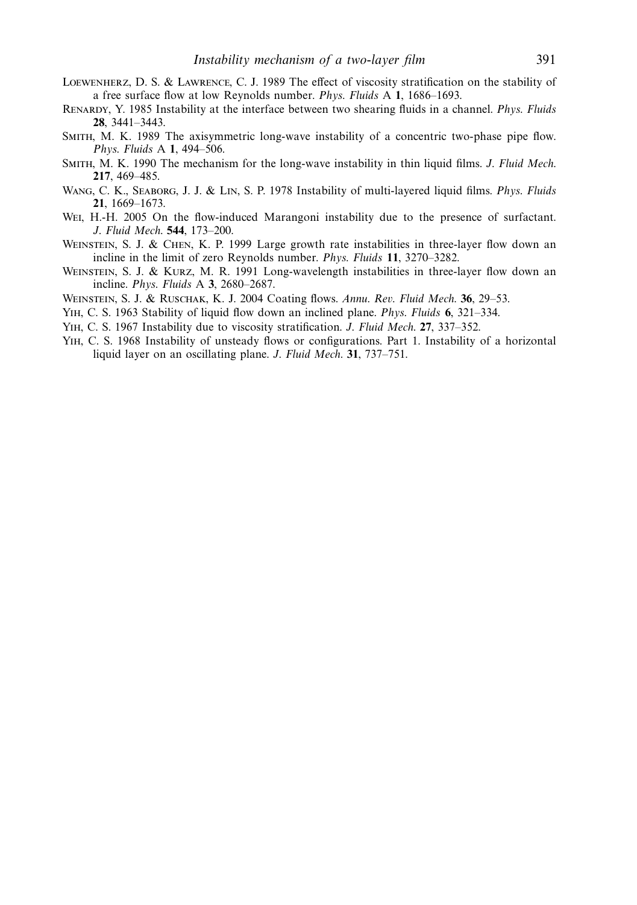Loewenherz, D. S. & Lawrence, C. J. 1989 The effect of viscosity stratification on the stability of a free surface flow at low Reynolds number. *Phys. Fluids* A **1**, 1686–1693.

Renardy, Y. 1985 Instability at the interface between two shearing fluids in a channel. *Phys. Fluids* **28**, 3441–3443.

Smith, M. K. 1989 The axisymmetric long-wave instability of a concentric two-phase pipe flow. *Phys. Fluids* A **1**, 494–506.

Smith, M. K. 1990 The mechanism for the long-wave instability in thin liquid films. *J. Fluid Mech.* **217**, 469–485.

Wang, C. K., Seaborg, J. J. & Lin, S. P. 1978 Instability of multi-layered liquid films. *Phys. Fluids* **21**, 1669–1673.

Wei, H.-H. 2005 On the flow-induced Marangoni instability due to the presence of surfactant. *J. Fluid Mech.* **544**, 173–200.

Weinstein, S. J. & Chen, K. P. 1999 Large growth rate instabilities in three-layer flow down an incline in the limit of zero Reynolds number. *Phys. Fluids* **11**, 3270–3282.

Weinstein, S. J. & Kurz, M. R. 1991 Long-wavelength instabilities in three-layer flow down an incline. *Phys. Fluids* A **3**, 2680–2687.

Weinstein, S. J. & Ruschak, K. J. 2004 Coating flows. *Annu. Rev. Fluid Mech.* **36**, 29–53.

Yih, C. S. 1963 Stability of liquid flow down an inclined plane. *Phys. Fluids* **6**, 321–334.

Yih, C. S. 1967 Instability due to viscosity stratification. *J. Fluid Mech.* **27**, 337–352.

Yih, C. S. 1968 Instability of unsteady flows or configurations. Part 1. Instability of a horizontal liquid layer on an oscillating plane. *J. Fluid Mech.* **31**, 737–751.